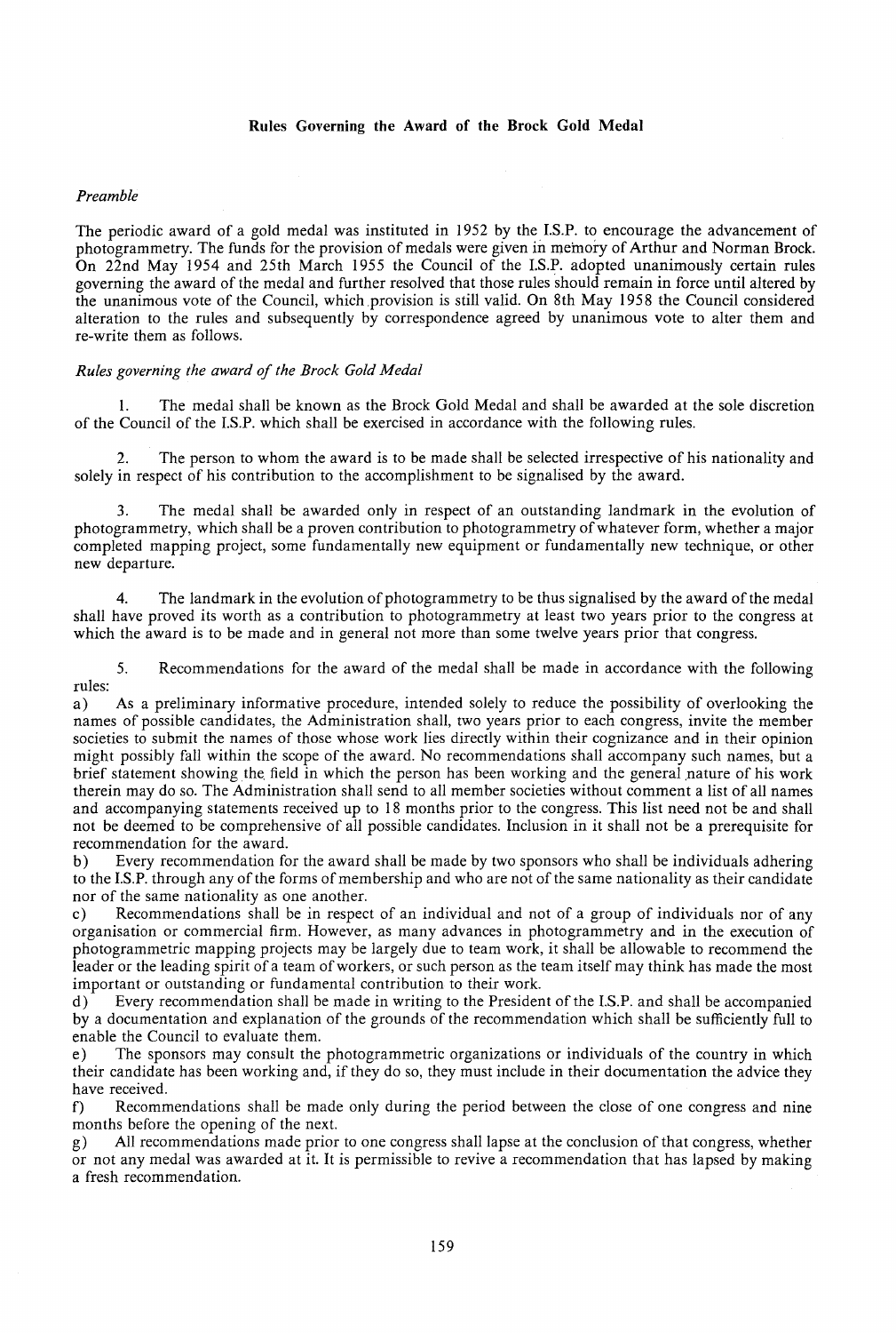# Rules Governing the Award of the Brock Gold Medal

*Preamble*

The periodic award of a gold medal was instituted in 1952 by the I.S.P. to encourage the advancement of photogrammetry. The funds for the provision of medals were given in memory of Arthur and Norman Brock. On 22nd May 1954 and 25th March 1955 the Council of the I.S.P. adopted unanimously certain rules governing the award of the medal and further resolved that those rules should remain in force until altered by the unanimous vote of the Council, which provision is still valid. On 8th May 1958 the Council considered alteration to the rules and subsequently by correspondence agreed by unanimous vote to alter them and re-write them as follows.

*Rules governing the award of the Brock Gold Medal*

1. The medal shall be known as the Brock Gold Medal and shall be awarded at the sole discretion of the Council of the I.S.P. which shall be exercised in accordance with the following rules.

2. The person to whom the award is to be made shall be selected irrespective of his nationality and solely in respect of his contribution to the accomplishment to be signalised by the award.

3. The medal shall be awarded only in respect of an outstanding landmark in the evolution of photogrammetry, which shall be a proven contribution to photogrammetry of whatever form, whether a major completed mapping project, some fundamentally new equipment or fundamentally new technique, or other new departure.

4. The landmark in the evolution of photogrammetry to be thus signalised by the award of the medal shall have proved its worth as a contribution to photogrammetry at least two years prior to the congress at which the award is to be made and in general not more than some twelve years prior that congress.

5. Recommendations for the award of the medal shall be made in accordance with the following rules:

a) As a preliminary informative procedure, intended solely to reduce the possibility of overlooking the names of possible candidates, the Administration shall, two years prior to each congress, invite the member societies to submit the names of those whose work lies directly within their cognizance and in their opinion might possibly fall within the scope of the award. No recommendations shall accompany such names, but a brief statement showing the field in which the person has been working and the general nature of his work therein may do so. The Administration shall send to all member societies without comment a list of all names and accompanying statements received up to 18 months prior to the congress. This list need not be and shall not be deemed to be comprehensive of all possible candidates. Inclusion in it shall not be a prerequisite for recommendation for the award.

b) Every recommendation for the award shall be made by two sponsors who shall be individuals adhering to the I.S.P. through any of the forms of membership and who are not of the same nationality as their candidate nor of the same nationality as one another.

c) Recommendations shall be in respect of an individual and not of a group of individuals nor of any organisation or commercial firm. However, as many advances in photogrammetry and in the execution of photogrammetric mapping projects may be largely due to team work, it shall be allowable to recommend the leader or the leading spirit of a team of workers, or such person as the team itself may think has made the most important or outstanding or fundamental contribution to their work.

d) Every recommendation shall be made in writing to the President of the I.S.P. and shall be accompanied by a documentation and explanation of the grounds of the recommendation which shall be sufficiently full to enable the Council to evaluate them.

e) The sponsors may consult the photogrammetric organizations or individuals of the country in which their candidate has been working and, if they do so, they must include in their documentation the advice they have received.

f) Recommendations shall be made only during the period between the close of one congress and nine months before the opening of the next.

g) All recommendations made prior to one congress shall lapse at the conclusion of that congress, whether or not any medal was awarded at it. It is permissible to revive a recommendation that has lapsed by making a fresh recommendation.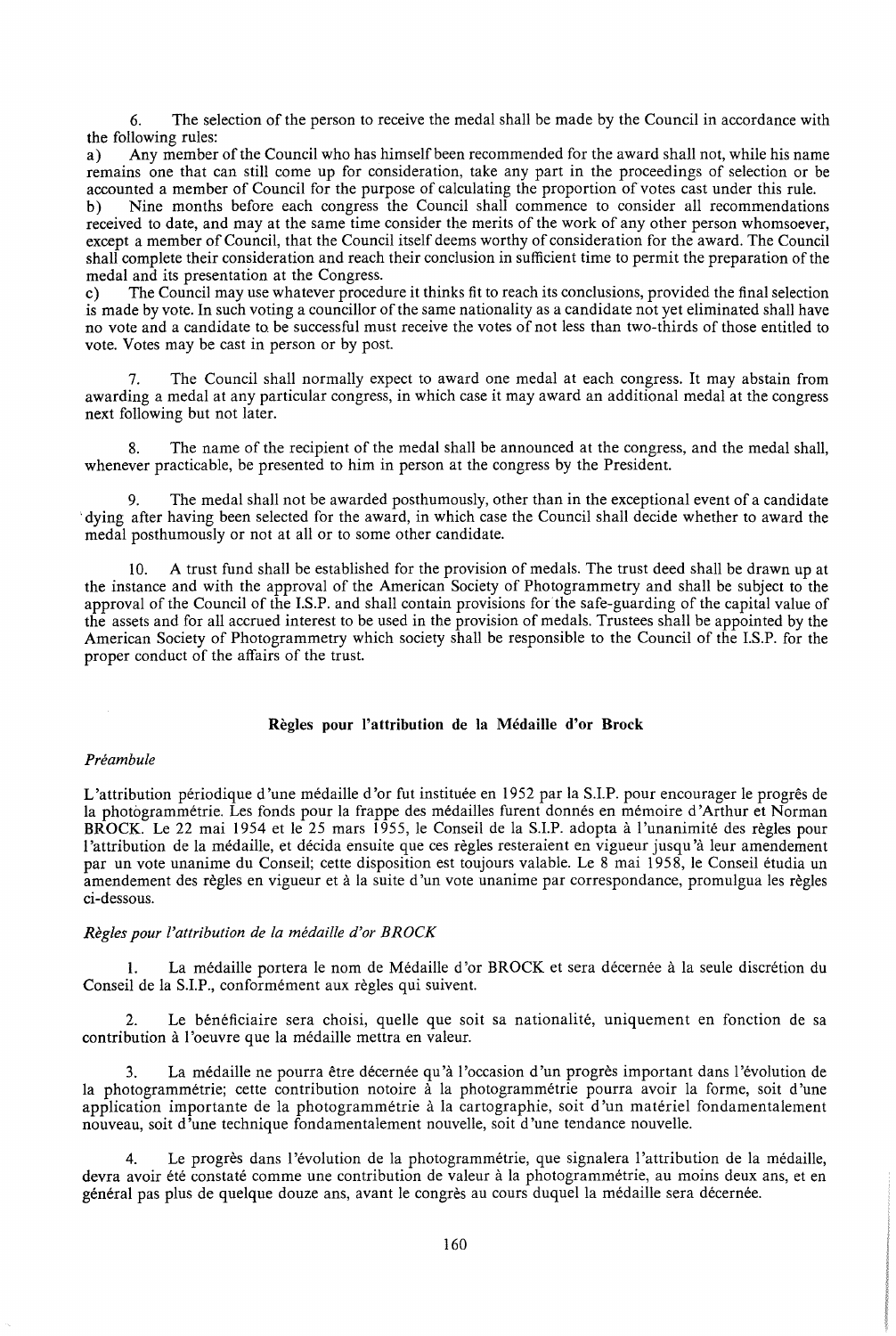6. The selection of the person to receive the medal shall be made by the Council in accordance with the following rules:

a) Any member of the Council who has himself been recommended for the award shall not, while his name remains one that can still come up for consideration, take any part in the proceedings of selection or be accounted a member of Council for the purpose of calculating the proportion of votes cast under this rule.

b) Nine months before each congress the Council shall commence to consider all recommendations received to date, and may at the same time consider the merits of the work of any other person whomsoever, except a member of Council, that the Council itself deems worthy of consideration for the award. The Council shall complete their consideration and reach their conclusion in sufficient time to permit the preparation of the medal and its presentation at the Congress.

c) The Council may use whatever procedure it thinks fit to reach its conclusions, provided the final selection is made by vote. In such voting a councillor of the same nationality as a candidate not yet eliminated shall have no vote and a candidate to be successful must receive the votes of not less than two-thirds of those entitled to vote. Votes may be cast in person or by post.

7. The Council shall normally expect to award one medal at each congress. It may abstain from awarding a medal at any particular congress, in which case it may award an additional medal at the congress next following but not later.

8. The name of the recipient of the medal shall be announced at the congress, and the medal shall, whenever practicable, be presented to him in person at the congress by the President.

9. The medal shall not be awarded posthumously, other than in the exceptional event of a candidate dying after having been selected for the award, in which case the Council shall decide whether to award the medal posthumously or not at all or to some other candidate.

10. A trust fund shall be established for the provision of medals. The trust deed shall be drawn up at the instance and with the approval of the American Society of Photogrammetry and shall be subject to the approval of the Council of the I.S.P. and shall contain provisions for the safe-guarding of the capital value of the assets and for all accrued interest to be used in the provision of medals. Trustees shall be appointed by the American Society of Photogrammetry which society shall be responsible to the Council of the I.S.P. for the proper conduct of the affairs of the trust.

## Règles pour l'attribution de la Médaille d'or Brock

### *Préambule*

L'attribution périodique d'une médaille d'or fut instituée en 1952 par la S.I.P. pour encourager le progrês de la photogrammétrie. Les fonds pour la frappe des médailles furent donnés en mémoire d'Arthur et Norman BROCK. Le 22 mai 1954 et le 25 mars 1955, le Conseil de la S.I.P. adopta à l'unanimité des règles pour l'attribution de la médaille, et décida ensuite que ces règles resteraient en vigueur jusqu'à leur amendement par un vote unanime du Conseil; cette disposition est toujours valable. Le 8 mai 1958, le Conseil étudia un amendement des règles en vigueur et à la suite d'un vote unanime par correspondance, promulgua les règles ci-dessous.

### *Règles pour l'attribution de la médaille d'or BROCK*

1. La médaille portera le nom de Médaille d'or BROCK et sera décernée à la seule discrétion du Conseil de la S.I.P., conformément aux règles qui suivent.

2. Le bénéficiaire sera choisi, quelle que soit sa nationalité, uniquement en fonction de sa contribution à l'oeuvre que la médaille mettra en valeur.

3. La médaille ne pourra être décernée qu'à l'occasion d'un progrès important dans l'évolution de la photogrammétrie; cette contribution notoire à la photogrammétrie pourra avoir la forme, soit d'une application importante de la photogrammétrie à la cartographie, soit d'un matériel fondamentalement nouveau, soit d'une technique fondamentalement nouvelle, soit d'une tendance nouvelle.

4. Le progrès dans l'évolution de la photogrammétrie, que signalera l'attribution de la médaille, devra avoir été constaté comme une contribution de valeur à la photogrammétrie, au moins deux ans, et en général pas plus de quelque douze ans, avant le congrès au cours duquel la médaille sera décernée.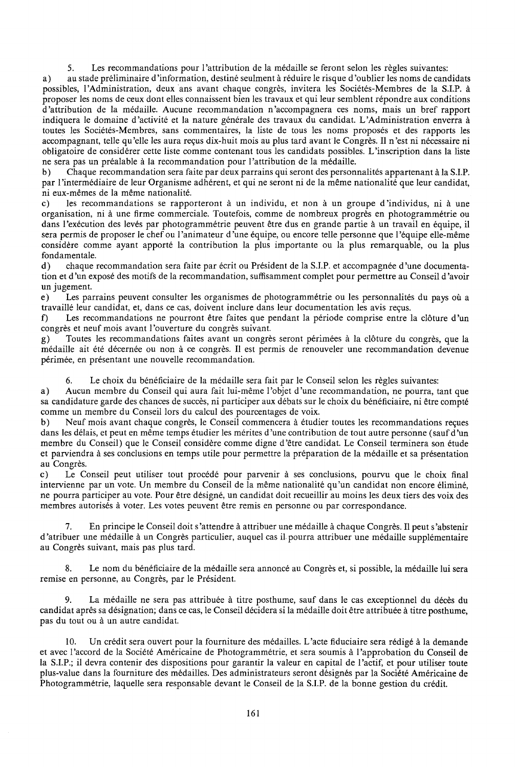5. Les recommandations pour l'attribution de la médaille se feront selon les règles suivantes:

a) au stade préliminaire d'information, destiné seulment à réduire le risque d'oublier les noms de candidats possibles, l'Administration, deux ans avant chaque congrès, invitera les Sociétés-Membres de la S.I.P. à proposer les noms de ceux dont elles connaissent bien les travaux et qui leur semblent répondre aux conditions d'attribution de la médaille. Aucune recommandation n'accompagnera ces noms, mais un bref rapport indiquera le domaine d'activité et la nature générale des travaux du candidat. L'Administration enverra à toutes les Sociétés-Membres, sans commentaires, la liste de tous les noms proposés et des rapports les accompagnant, telle qu'elle les aura reçus dix-huit mois au plus tard avant le Congrès. Il n'est ni nécessaire ni obligatoire de considérer cette liste comme contenant tous les candidats possibles. L'inscription dans la liste ne sera pas un préalable à la recommandation pour l'attribution de la médaille.

b) Chaque recommandation sera faite par deux parrains qui seront des personnalités appartenant à la S.I.P. par l'intermédiaire de leur Organisme adhérent, et qui ne seront ni de la même nationalité que leur candidat, ni eux-mêmes de la même nationalité.

c) les recommandations se rapporteront à un individu, et non à un groupe d'individus, ni à une organisation, ni à une firme commerciale. Toutefois, comme de nombreux progrès en photogrammétrie ou dans l'exécution des levés par photogrammétrie peuvent être dus en grande partie à un travail en équipe, il sera permis de proposer le chef ou l'animateur d'une équipe, ou encore telle personne que l'équipe elle-même considère comme ayant apporté la contribution la plus importante ou la plus remarquable, ou la plus fondamentale.

d) chaque recommandation sera faite par écrit ou Président de la S.I.P. et accompagnée d'une documentation et d'un exposé des motifs de la recommandation, suffisamment complet pour permettre au Conseil d'avoir un jugement.

e) Les parrains peuvent consulter les organismes de photogrammétrie ou les personnalités du pays où a travaillé leur candidat, et, dans ce cas, doivent inclure dans leur documentation les avis reçus.

f) Les recommandations ne pourront être faites que pendant la période comprise entre la clôture d'un congrès et neuf mois avant l'ouverture du congrès suivant.

g) Toutes les recommandations faites avant un congrès seront périmées à la clôture du congrès, que la médaille ait été décernée ou non à ce congrès. Il est permis de renouveler une recommandation devenue périmée, en présentant une nouvelle recommandation.

6. Le choix du bénéficiaire de la médaille sera fait par le Conseil selon les règles suivantes:

a) Aucun membre du Conseil qui aura fait lui-même l'objet d'une recommandation, ne pourra, tant que sa candidature garde des chances de succès, ni participer aux débats sur le choix du bénéficiaire, ni être compté comme un membre du Conseil lors du calcul des pourcentages de voix.

b) Neuf mois avant chaque congrès, le Conseil commencera à étudier toutes les recommandations reçues dans les délais, et peut en même temps étudier les mérites d'une contribution de tout autre personne (sauf d'un membre du Conseil) que le Conseil considère comme digne d'être candidat. Le Conseil terminera son étude et parviendra à ses conclusions en temps utile pour permettre la préparation de la médaille et sa présentation au Congrès.

c) Le Conseil peut utiliser tout procédé pour parvenir à ses conclusions, pourvu que le choix final intervienne par un vote. Un membre du Conseil de la même nationalité qu'un candidat non encore éliminé, ne pourra participer au vote. Pour être désigné, un candidat doit recueillir au moins les deux tiers des voix des membres autorisés à voter. Les votes peuvent être remis en personne ou par correspondance.

7. En principe le Conseil doit s'attendre à attribuer une médaille à chaque Congrès. Il peut s'abstenir d'atribuer une médaille à un Congrès particulier, auquel cas il pourra attribuer une médaille supplémentaire au Congrès suivant, mais pas plus tard.

8. Le nom du bénéficiaire de la médaille sera annoncé au Congrès et, si possible, la médaille lui sera remise en personne, au Congrès, par le Président.

9. La médaille ne sera pas attribuée à titre posthume, sauf dans le cas exceptionnel du décès du candidat après sa désignation; dans ce cas, le Conseil décidera si la médaille doit être attribuée à titre posthume, pas du tout ou à un autre candidat.

10. Un crédit sera ouvert pour la fourniture des médailles. L'acte fiduciaire sera rédigé à la demande et avec l'accord de la Société Américaine de Photogrammétrie, et sera soumis à l'approbation du Conseil de la S.I.P.; il devra contenir des dispositions pour garantir la valeur en capital de l'actif, et pour utiliser toute plus-value dans la fourniture des médailles. Des administrateurs seront désignés par la Société Américaine de Photogrammétrie, laquelle sera responsable devant le Conseil de la S.I.P. de la bonne gestion du crédit.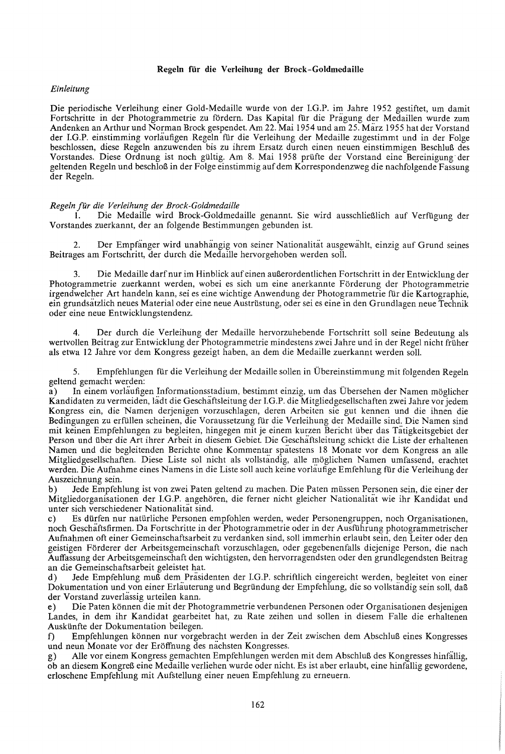**Regeln für die Verleihung der Brock-Goldmedaille**

*Einleitung*

Die periodische Verleihung einer Gold-Medaille wurde von der I.G.P. im Jahre 1952 gestiftet, um damit Fortschritte in der Photogrammetrie zu fördern. Das Kapital für die Prägung der Medaillen wurde zum Andenken an Arthur und Norman Brock gespendet. Am 22. Mai 1954 und am 25. März 1955 hat der Vorstand der I.G.P. einstimming vorläufigen Regeln für die Verleihung der Medaille zugestimmt und in der Folge beschlossen, diese Regeln anzuwenden bis zu ihrem Ersatz durch einen neuen einstimmigen Beschluß des Vorstandes. Diese Ordnung ist noch gültig. Am 8. Mai 1958 prüfte der Vorstand eine Bereinigung der geltenden Regeln und beschloß in der Folge einstimmig auf dem Korrespondenzweg die nachfolgende Fassung der Regeln.

*Regeln für die Verleihung der Brock-Goldmedaille*

1. Die Medaille wird Brock-Goldmedaille genannt. Sie wird ausschließlich auf Verfügung der Vorstandes zuerkannt, der an folgende Bestimmungen gebunden ist.

2. Der Empfänger wird unabhängig von seiner Nationalität ausgewählt, einzig auf Grund seines Beitrages am Fortschritt, der durch die Medaille hervorgehoben werden soll.

3. Die Medaille darf nur im Hinblick auf einen außerordentlichen Fortschritt in der Entwicklung der Photogrammetrie zuerkannt werden, wobei es sich um eine anerkannte Förderung der Photogrammetrie irgendwelcher Art handeln kann, sei es eine wichtige Anwendung der Photogrammetrie für die Kartographie, ein grundsätzlich neues Material oder eine neue Ausrüstung, oder sei es eine in den Grundlagen neue Technik oder eine neue Entwicklungstendenz.

4. Der durch die Verleihung der Medaille hervorzuhebende Fortschritt soll seine Bedeutung als wertvollen Beitrag zur Entwicklung der Photogrammetrie mindestens zwei Jahre und in der Regel nicht früher als etwa 12 Jahre vor dem Kongress gezeigt haben, an dem die Medaille zuerkannt werden soll.

5. Empfehlungen für die Verleihung der Medaille sollen in Übereinstimmung mit folgenden Regeln geltend gemacht werden:

a) In einem vorläufigen Informationsstadium, bestimmt einzig, um das Übersehen der Namen möglicher Kandidaten zu vermeiden, lädt die Geschäftsleitung der I.G.P. die Mitgliedgesellschaften zwei Jahre vor jedem Kongress ein, die Namen derjenigen vorzuschlagen, deren Arbeiten sie gut kennen und die ihnen die Bedingungen zu erfüllen scheinen, die Voraussetzung für die Verleihung der Medaille sind. Die Namen sind mit keinen Empfehlungen zu begleiten, hingegen mit je einem kurzen Bericht über das Tätigkeitsgebiet der Person und über die Art ihrer Arbeit in diesem Gebiet. Die Geschäftsleitung schickt die Liste der erhaltenen Namen und die begleitenden Berichte ohne Kommentar spätestens 18 Monate vor dem Kongress an alle Mitgliedgesellschaften. Diese Liste sol nicht als vollständig, alle möglichen Namen umfassend, erachtet werden. Die Aufnahme eines Namens in die Liste soll auch keine vorläufige Emfehlung für die Verleihung der Auszeichnung sein.

b) Jede Empfehlung ist von zwei Paten geltend zu machen. Die Paten müssen Personen sein, die einer der Mitgliedorganisationen der I.G.P. angehören, die ferner nicht gleicher Nationalität wie ihr Kandidat und unter sich verschiedener Nationalität sind.

c) Es dürfen nur natürliche Personen empfohlen werden, weder Personengruppen, noch Organisationen, noch Geschäftsfirmen. Da Fortschritte in der Photogrammetrie oder in der Ausführung photogrammetrischer Aufnahmen oft einer Gemeinschaftsarbeit zu verdanken sind, soll immerhin erlaubt sein, den Leiter oder den geistigen Förderer der Arbeitsgemeinschaft vorzuschlagen, oder gegebenenfalls diejenige Person, die nach Auffassung der Arbeitsgemeinschaft den wichtigsten, den hervorragendsten oder den grundlegendsten Beitrag an die Gemeinschaftsarbeit geleistet hat.

d) Jede Empfehlung muß dem Präsidenten der I.G.P. schriftlich eingereicht werden, begleitet von einer Dokumentation und von einer Erläuterung und Begründung der Empfehlung, die so vollständig sein soll, daß der Vorstand zuverlässig urteilen kann.

e) Die Paten können die mit der Photogrammetrie verbundenen Personen oder Organisationen desjenigen Landes, in dem ihr Kandidat gearbeitet hat, zu Rate zeihen und sollen in diesem Falle die erhaltenen Auskünfte der Dokumentation beilegen.

f) Empfehlungen können nur vorgebracht werden in der Zeit zwischen dem Abschluß eines Kongresses und neun Monate vor der Eröffnung des nächsten Kongresses.

g) Alle vor einem Kongress gemachten Empfehlungen werden mit dem Abschluß des Kongresses hinfällig, ob an diesem Kongreß eine Medaille verliehen wurde oder nicht. Es ist aber erlaubt, eine hinfällig gewordene, erloschene Empfehlung mit Aufstellung einer neuen Empfehlung zu erneuern.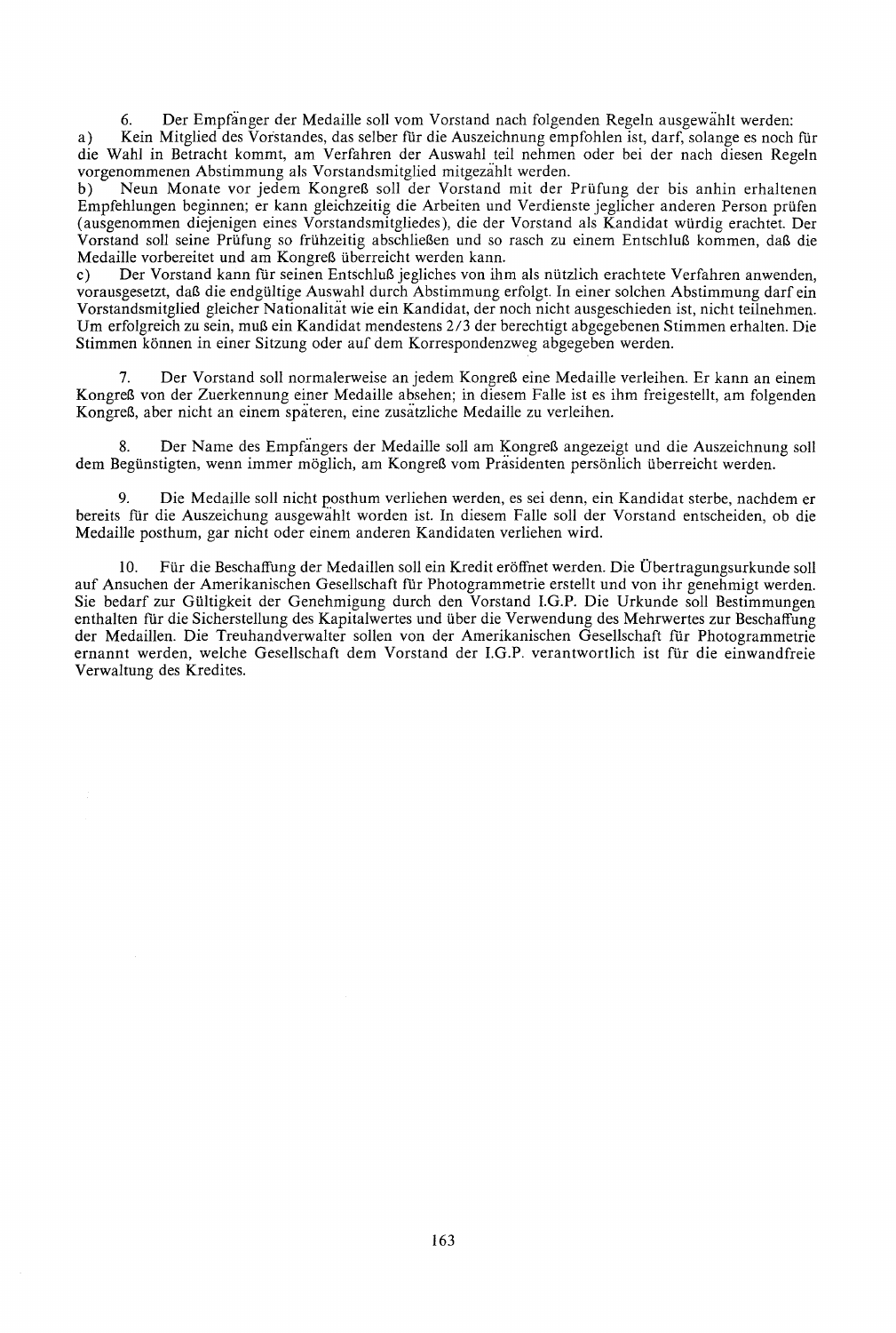6. Der Empfänger der Medaille soll vom Vorstand nach folgenden Regeln ausgewählt werden:

a) Kein Mitglied des Vorstandes, das selber für die Auszeichnung empfohlen ist, darf, solange es noch für die Wahl in Betracht kommt, am Verfahren der Auswahl teil nehmen oder bei der nach diesen Regeln vorgenommenen Abstimmung als Vorstandsmitglied mitgezählt werden.

b) Neun Monate vor jedem Kongreß soll der Vorstand mit der Prüfung der bis anhin erhaltenen Empfehlungen beginnen; er kann gleichzeitig die Arbeiten und Verdienste jeglicher anderen Person prüfen (ausgenommen diejenigen eines Vorstandsmitgliedes), die der Vorstand als Kandidat würdig erachtet. Der Vorstand soll seine Prüfung so frühzeitig abschließen und so rasch zu einem Entschluß kommen, daß die Medaille vorbereitet und am Kongreß überreicht werden kann.

c) Der Vorstand kann für seinen Entschluß jegliches von ihm als nützlich erachtete Verfahren anwenden, vorausgesetzt, daß die endgültige Auswahl durch Abstimmung erfolgt. In einer solchen Abstimmung darf ein Vorstandsmitglied gleicher Nationalität wie ein Kandidat, der noch nicht ausgeschieden ist, nicht teilnehmen. Um erfolgreich zu sein, muß ein Kandidat mendestens 2/3 der berechtigt abgegebenen Stimmen erhalten. Die Stimmen können in einer Sitzung oder auf dem Korrespondenzweg abgegeben werden.

7. Der Vorstand soll normalerweise an jedem Kongreß eine Medaille verleihen. Er kann an einem Kongreß von der Zuerkennung einer Medaille absehen; in diesem Falle ist es ihm freigestellt, am folgenden Kongreß, aber nicht an einem späteren, eine zusätzliche Medaille zu verleihen.

8. Der Name des Empfängers der Medaille soll am Kongreß angezeigt und die Auszeichnung soll dem Begünstigten, wenn immer möglich, am Kongreß vom Präsidenten persönlich überreicht werden.

9. Die Medaille soll nicht posthum verliehen werden, es sei denn, ein Kandidat sterbe, nachdem er bereits für die Auszeichung ausgewählt worden ist. In diesem Falle soll der Vorstand entscheiden, ob die Medaille posthum, gar nicht oder einem anderen Kandidaten verliehen wird.

10. Für die Beschaffung der Medaillen soll ein Kredit eröffnet werden. Die Übertragungsurkunde soll auf Ansuchen der Amerikanischen Gesellschaft für Photogrammetrie erstellt und von ihr genehmigt werden. Sie bedarf zur Gültigkeit der Genehmigung durch den Vorstand I.G.P. Die Urkunde soll Bestimmungen enthalten für die Sicherstellung des Kapitalwertes und über die Verwendung des Mehrwertes zur Beschaffung der Medaillen. Die Treuhandverwalter sollen von der Amerikanischen Gesellschaft für Photogrammetrie ernannt werden, welche Gesellschaft dem Vorstand der I.G.P. verantwortlich ist für die einwandfreie Verwaltung des Kredites.